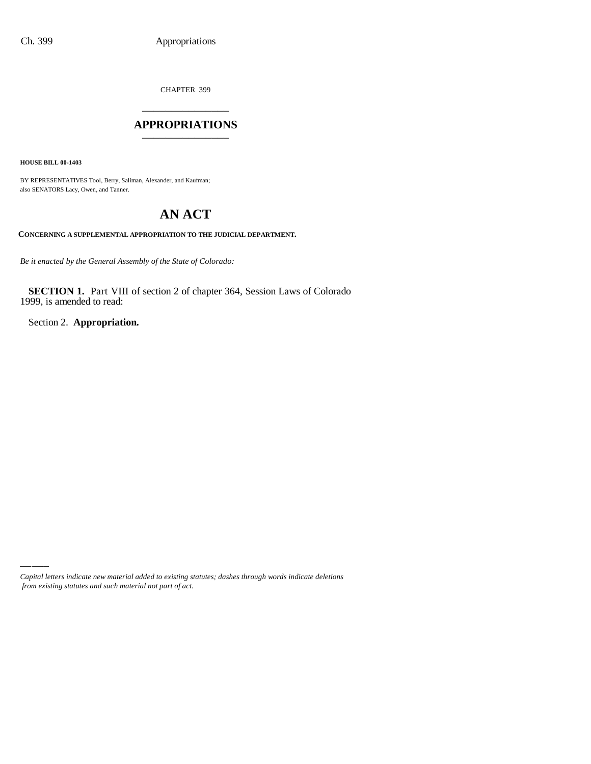CHAPTER 399

# APPROPRIATIONS

**HOUSE BILL 00-1403**

BY REPRESENTATIVES Tool, Berry, Saliman, Alexander, and Kaufman;
also SENATORS Lacy, Owen, and Tanner.

# AN ACT

**CONCERNING A SUPPLEMENTAL APPROPRIATION TO THE JUDICIAL DEPARTMENT.**

*Be it enacted by the General Assembly of the State of Colorado:*

**SECTION 1.** Part VIII of section 2 of chapter 364, Session Laws of Colorado 1999, is amended to read:

Section 2. **Appropriation.**

*Capital letters indicate new material added to existing statutes; dashes through words indicate deletions from existing statutes and such material not part of act.*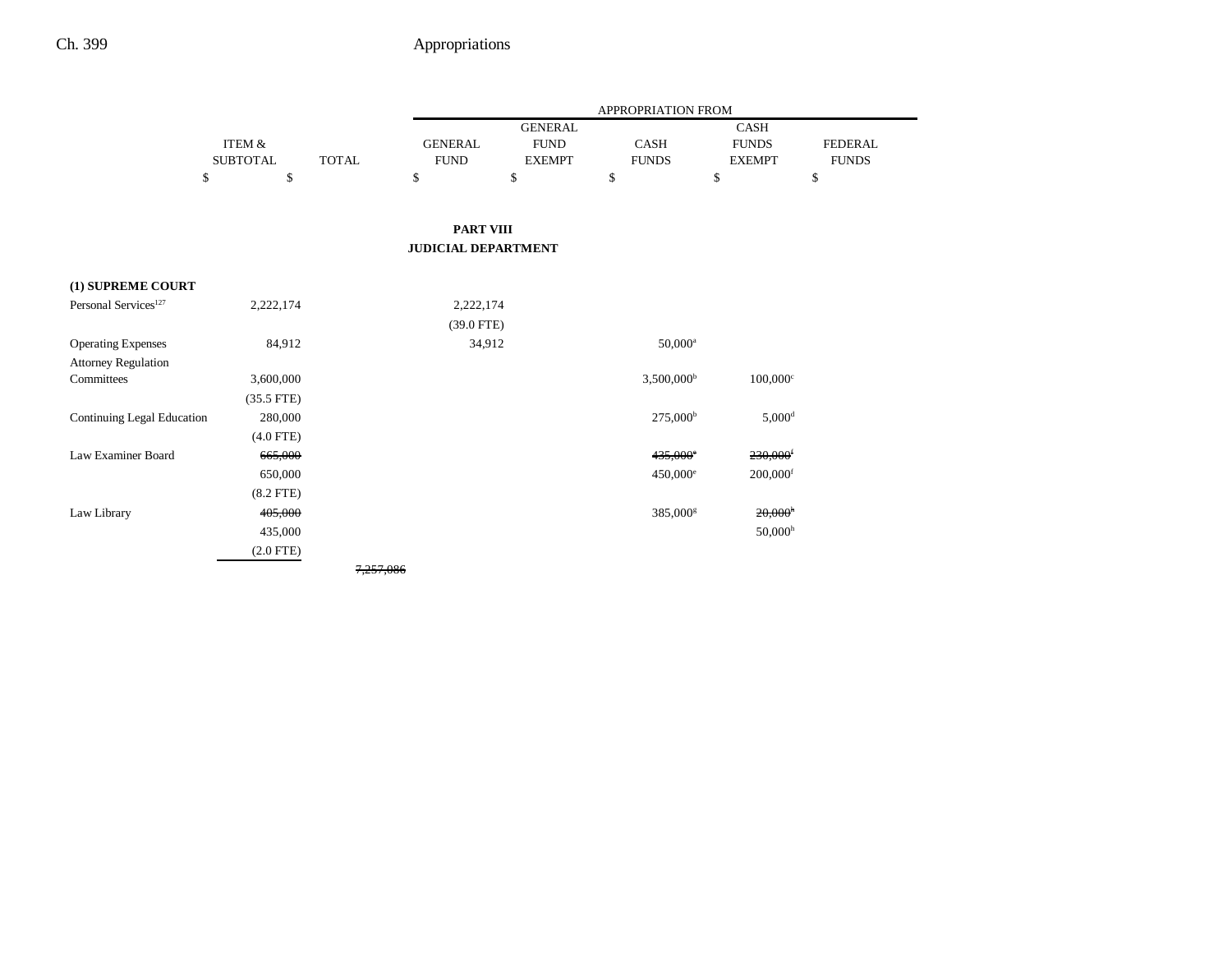| | ITEM & SUBTOTAL | TOTAL | APPROPRIATION FROM GENERAL FUND | GENERAL FUND EXEMPT | CASH FUNDS | CASH FUNDS EXEMPT | FEDERAL FUNDS |
|---|---|---|---|---|---|---|---|
| | $ | $ | $ | $ | $ | $ | $ |

**PART VIII**
**JUDICIAL DEPARTMENT**

| | ITEM & SUBTOTAL | TOTAL | GENERAL FUND | GENERAL FUND EXEMPT | CASH FUNDS | CASH FUNDS EXEMPT | FEDERAL FUNDS |
|---|---|---|---|---|---|---|---|
| **(1) SUPREME COURT** | | | | | | | |
| Personal Services[127] | 2,222,174 | | 2,222,174 | | | | |
| | | | (39.0 FTE) | | | | |
| Operating Expenses | 84,912 | | 34,912 | | 50,000[a] | | |
| Attorney Regulation Committees | 3,600,000 | | | | 3,500,000[b] | 100,000[c] | |
| | (35.5 FTE) | | | | | | |
| Continuing Legal Education | 280,000 | | | | 275,000[b] | 5,000[d] | |
| | (4.0 FTE) | | | | | | |
| Law Examiner Board | ~~665,000~~ | | | | ~~435,000[e]~~ | ~~230,000[f]~~ | |
| | 650,000 | | | | 450,000[e] | 200,000[f] | |
| | (8.2 FTE) | | | | | | |
| Law Library | ~~405,000~~ | | | | 385,000[g] | ~~20,000[h]~~ | |
| | 435,000 | | | | | 50,000[h] | |
| | (2.0 FTE) | | | | | | |
| | | ~~7,257,086~~ | | | | | |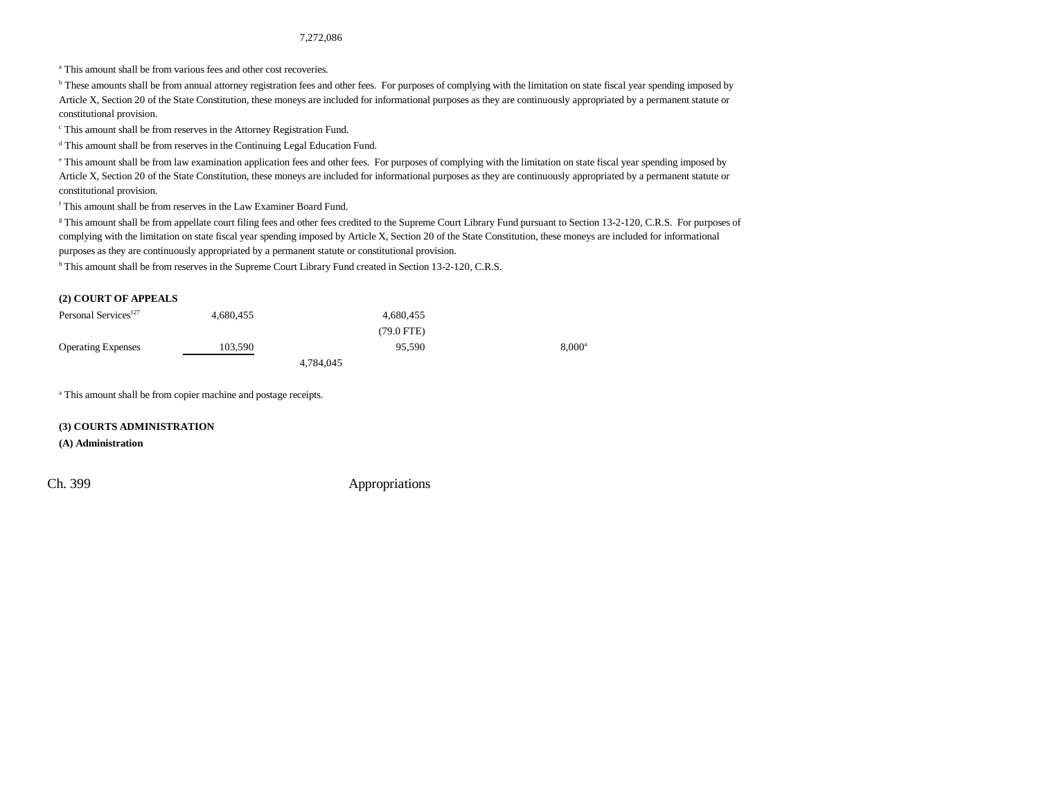7,272,086

[a] This amount shall be from various fees and other cost recoveries.

[b] These amounts shall be from annual attorney registration fees and other fees. For purposes of complying with the limitation on state fiscal year spending imposed by Article X, Section 20 of the State Constitution, these moneys are included for informational purposes as they are continuously appropriated by a permanent statute or constitutional provision.

[c] This amount shall be from reserves in the Attorney Registration Fund.

[d] This amount shall be from reserves in the Continuing Legal Education Fund.

[e] This amount shall be from law examination application fees and other fees. For purposes of complying with the limitation on state fiscal year spending imposed by Article X, Section 20 of the State Constitution, these moneys are included for informational purposes as they are continuously appropriated by a permanent statute or constitutional provision.

[f] This amount shall be from reserves in the Law Examiner Board Fund.

[g] This amount shall be from appellate court filing fees and other fees credited to the Supreme Court Library Fund pursuant to Section 13-2-120, C.R.S. For purposes of complying with the limitation on state fiscal year spending imposed by Article X, Section 20 of the State Constitution, these moneys are included for informational purposes as they are continuously appropriated by a permanent statute or constitutional provision.

[h] This amount shall be from reserves in the Supreme Court Library Fund created in Section 13-2-120, C.R.S.

**(2) COURT OF APPEALS**

| | | | | |
|---|---|---|---|---|
| Personal Services[127] | 4,680,455 | | 4,680,455 | |
| | | | (79.0 FTE) | |
| Operating Expenses | 103,590 | | 95,590 | 8,000[a] |
| | | 4,784,045 | | |

[a] This amount shall be from copier machine and postage receipts.

**(3) COURTS ADMINISTRATION**

**(A) Administration**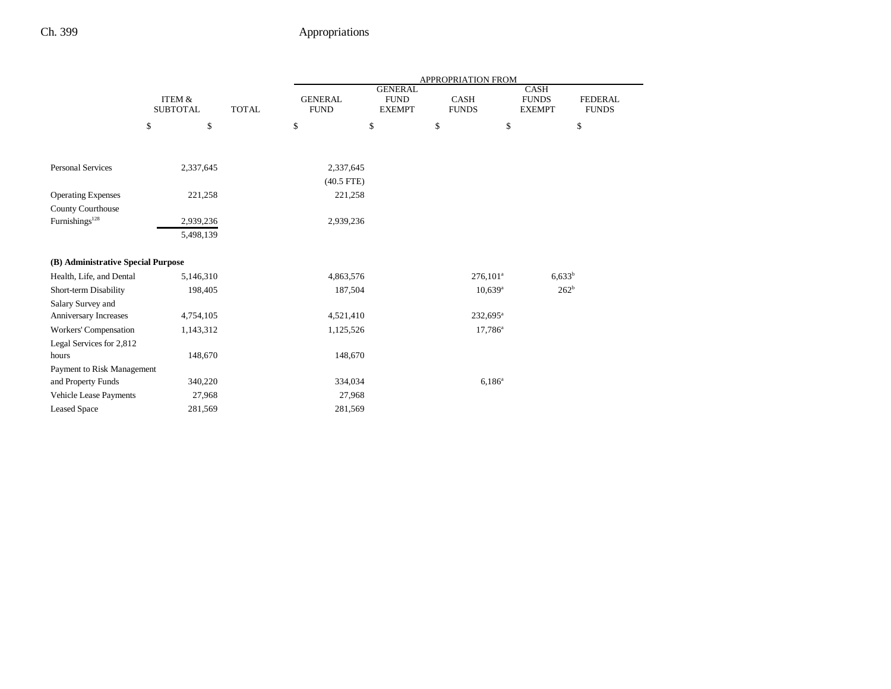| | ITEM & SUBTOTAL | TOTAL | APPROPRIATION FROM GENERAL FUND | GENERAL FUND EXEMPT | CASH FUNDS | CASH FUNDS EXEMPT | FEDERAL FUNDS |
|---|---|---|---|---|---|---|---|
| | $ | $ | $ | $ | $ | $ | $ |
| Personal Services | 2,337,645 | | 2,337,645 | | | | |
| | | | (40.5 FTE) | | | | |
| Operating Expenses | 221,258 | | 221,258 | | | | |
| County Courthouse Furnishings[128] | 2,939,236 | | 2,939,236 | | | | |
| | 5,498,139 | | | | | | |
| **(B) Administrative Special Purpose** | | | | | | | |
| Health, Life, and Dental | 5,146,310 | | 4,863,576 | | 276,101[a] | 6,633[b] | |
| Short-term Disability | 198,405 | | 187,504 | | 10,639[a] | 262[b] | |
| Salary Survey and Anniversary Increases | 4,754,105 | | 4,521,410 | | 232,695[a] | | |
| Workers' Compensation | 1,143,312 | | 1,125,526 | | 17,786[a] | | |
| Legal Services for 2,812 hours | 148,670 | | 148,670 | | | | |
| Payment to Risk Management and Property Funds | 340,220 | | 334,034 | | 6,186[a] | | |
| Vehicle Lease Payments | 27,968 | | 27,968 | | | | |
| Leased Space | 281,569 | | 281,569 | | | | |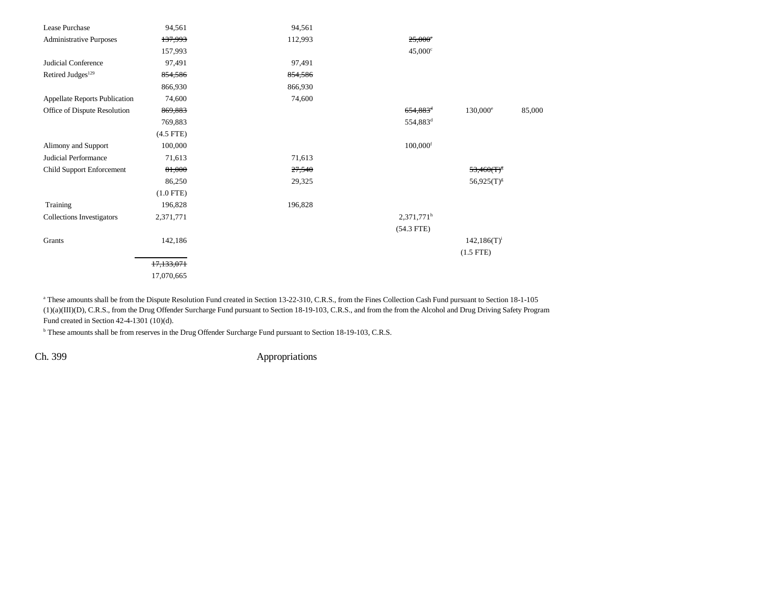| | | | | | |
|---|---|---|---|---|---|
| Lease Purchase | 94,561 | 94,561 | | | |
| Administrative Purposes | ~~137,993~~ 157,993 | 112,993 | ~~25,000~~[c] 45,000[c] | | |
| Judicial Conference | 97,491 | 97,491 | | | |
| Retired Judges[129] | ~~854,586~~ 866,930 | ~~854,586~~ 866,930 | | | |
| Appellate Reports Publication | 74,600 | 74,600 | | | |
| Office of Dispute Resolution | ~~869,883~~ 769,883 (4.5 FTE) | | ~~654,883~~[d] 554,883[d] | 130,000[e] | 85,000 |
| Alimony and Support | 100,000 | | 100,000[f] | | |
| Judicial Performance | 71,613 | 71,613 | | | |
| Child Support Enforcement | ~~81,000~~ 86,250 (1.0 FTE) | ~~27,540~~ 29,325 | | ~~53,460(T)~~[g] 56,925(T)[g] | |
| Training | 196,828 | 196,828 | | | |
| Collections Investigators | 2,371,771 | | 2,371,771[h] (54.3 FTE) | | |
| Grants | 142,186 | | | 142,186(T)[i] (1.5 FTE) | |
| | ~~17,133,071~~ 17,070,665 | | | | |

[a] These amounts shall be from the Dispute Resolution Fund created in Section 13-22-310, C.R.S., from the Fines Collection Cash Fund pursuant to Section 18-1-105 (1)(a)(III)(D), C.R.S., from the Drug Offender Surcharge Fund pursuant to Section 18-19-103, C.R.S., and from the from the Alcohol and Drug Driving Safety Program Fund created in Section 42-4-1301 (10)(d).

[b] These amounts shall be from reserves in the Drug Offender Surcharge Fund pursuant to Section 18-19-103, C.R.S.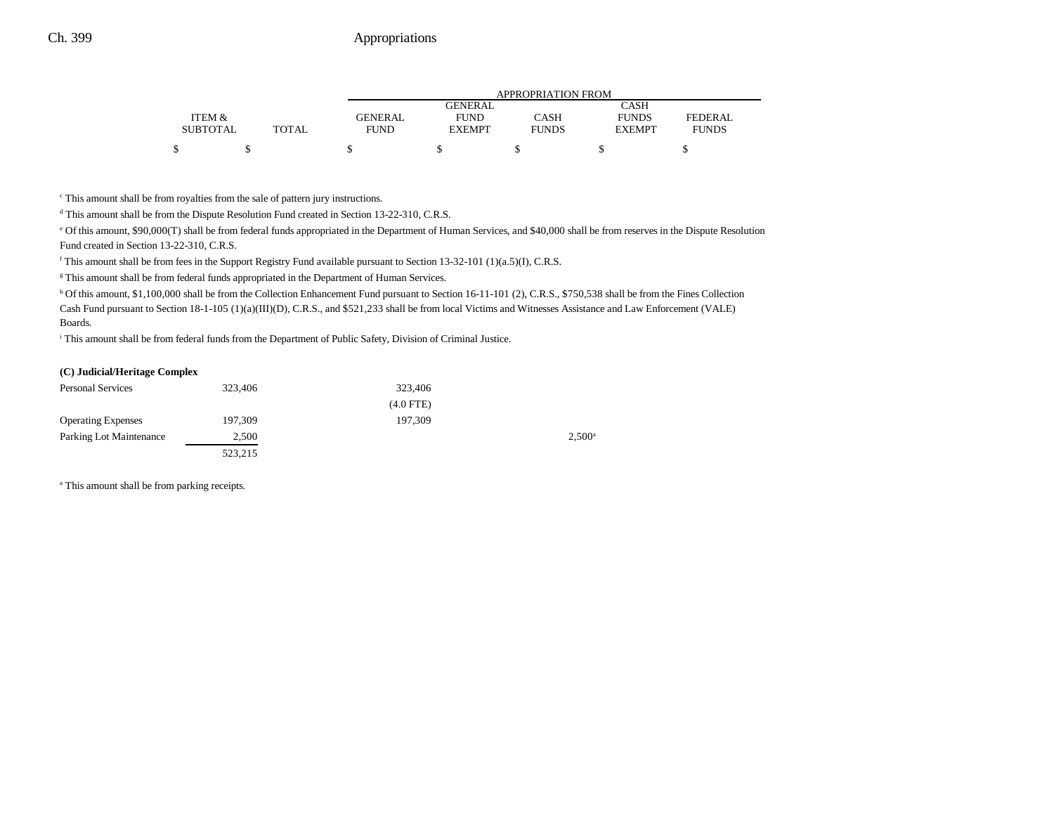| | ITEM & SUBTOTAL | TOTAL | GENERAL FUND | GENERAL FUND EXEMPT | CASH FUNDS | CASH FUNDS EXEMPT | FEDERAL FUNDS |
|---|---|---|---|---|---|---|---|
| | $ | $ | $ | $ | $ | $ | $ |

[c] This amount shall be from royalties from the sale of pattern jury instructions.

[d] This amount shall be from the Dispute Resolution Fund created in Section 13-22-310, C.R.S.

[e] Of this amount, $90,000(T) shall be from federal funds appropriated in the Department of Human Services, and $40,000 shall be from reserves in the Dispute Resolution Fund created in Section 13-22-310, C.R.S.

[f] This amount shall be from fees in the Support Registry Fund available pursuant to Section 13-32-101 (1)(a.5)(I), C.R.S.

[g] This amount shall be from federal funds appropriated in the Department of Human Services.

[h] Of this amount, $1,100,000 shall be from the Collection Enhancement Fund pursuant to Section 16-11-101 (2), C.R.S., $750,538 shall be from the Fines Collection Cash Fund pursuant to Section 18-1-105 (1)(a)(III)(D), C.R.S., and $521,233 shall be from local Victims and Witnesses Assistance and Law Enforcement (VALE) Boards.

[i] This amount shall be from federal funds from the Department of Public Safety, Division of Criminal Justice.

**(C) Judicial/Heritage Complex**

| | ITEM & SUBTOTAL | TOTAL | GENERAL FUND | GENERAL FUND EXEMPT | CASH FUNDS | CASH FUNDS EXEMPT | FEDERAL FUNDS |
|---|---|---|---|---|---|---|---|
| Personal Services | 323,406 | | 323,406 | | | | |
| | | | (4.0 FTE) | | | | |
| Operating Expenses | 197,309 | | 197,309 | | | | |
| Parking Lot Maintenance | 2,500 | | | | 2,500[a] | | |
| | 523,215 | | | | | | |

[a] This amount shall be from parking receipts.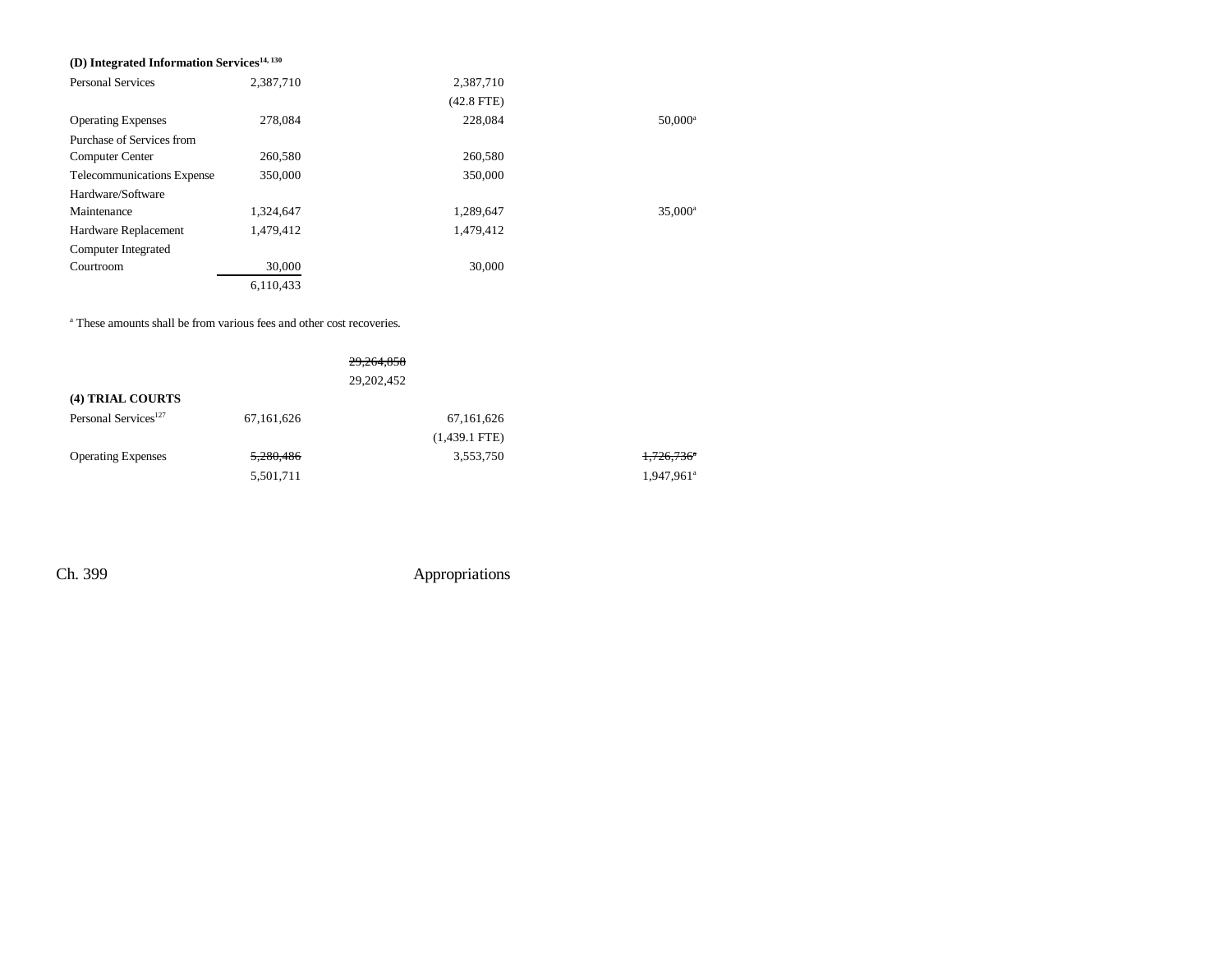**(D) Integrated Information Services**[14, 130]

| | | | | |
|---|---|---|---|---|
| Personal Services | 2,387,710 | | 2,387,710 | |
| | | | (42.8 FTE) | |
| Operating Expenses | 278,084 | | 228,084 | 50,000[a] |
| Purchase of Services from Computer Center | 260,580 | | 260,580 | |
| Telecommunications Expense | 350,000 | | 350,000 | |
| Hardware/Software Maintenance | 1,324,647 | | 1,289,647 | 35,000[a] |
| Hardware Replacement | 1,479,412 | | 1,479,412 | |
| Computer Integrated Courtroom | 30,000 | | 30,000 | |
| | 6,110,433 | | | |

[a] These amounts shall be from various fees and other cost recoveries.

| | | | | |
|---|---|---|---|---|
| | | ~~29,264,050~~ | | |
| | | 29,202,452 | | |

**(4) TRIAL COURTS**

| | | | | |
|---|---|---|---|---|
| Personal Services[127] | 67,161,626 | | 67,161,626 | |
| | | | (1,439.1 FTE) | |
| Operating Expenses | ~~5,280,486~~ | | 3,553,750 | ~~1,726,736~~[a] |
| | 5,501,711 | | | 1,947,961[a] |

Ch. 399 Appropriations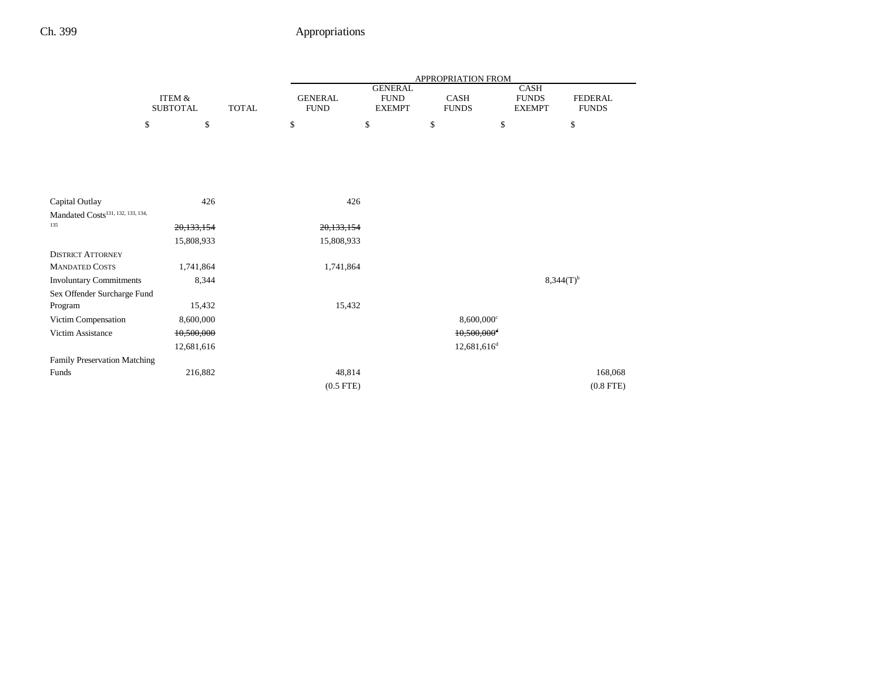| | ITEM & SUBTOTAL | TOTAL | APPROPRIATION FROM GENERAL FUND | GENERAL FUND EXEMPT | CASH FUNDS | CASH FUNDS EXEMPT | FEDERAL FUNDS |
|---|---|---|---|---|---|---|---|
| | $ | $ | $ | $ | $ | $ | $ |
| Capital Outlay | 426 | | 426 | | | | |
| Mandated Costs[131, 132, 133, 134, 135] | ~~20,133,154~~ | | ~~20,133,154~~ | | | | |
| | 15,808,933 | | 15,808,933 | | | | |
| DISTRICT ATTORNEY MANDATED COSTS | 1,741,864 | | 1,741,864 | | | | |
| Involuntary Commitments | 8,344 | | | | | 8,344(T)[b] | |
| Sex Offender Surcharge Fund Program | 15,432 | | 15,432 | | | | |
| Victim Compensation | 8,600,000 | | | | 8,600,000[c] | | |
| Victim Assistance | ~~10,500,000~~ | | | | ~~10,500,000~~[d] | | |
| | 12,681,616 | | | | 12,681,616[d] | | |
| Family Preservation Matching Funds | 216,882 | | 48,814 | | | | 168,068 |
| | | | (0.5 FTE) | | | | (0.8 FTE) |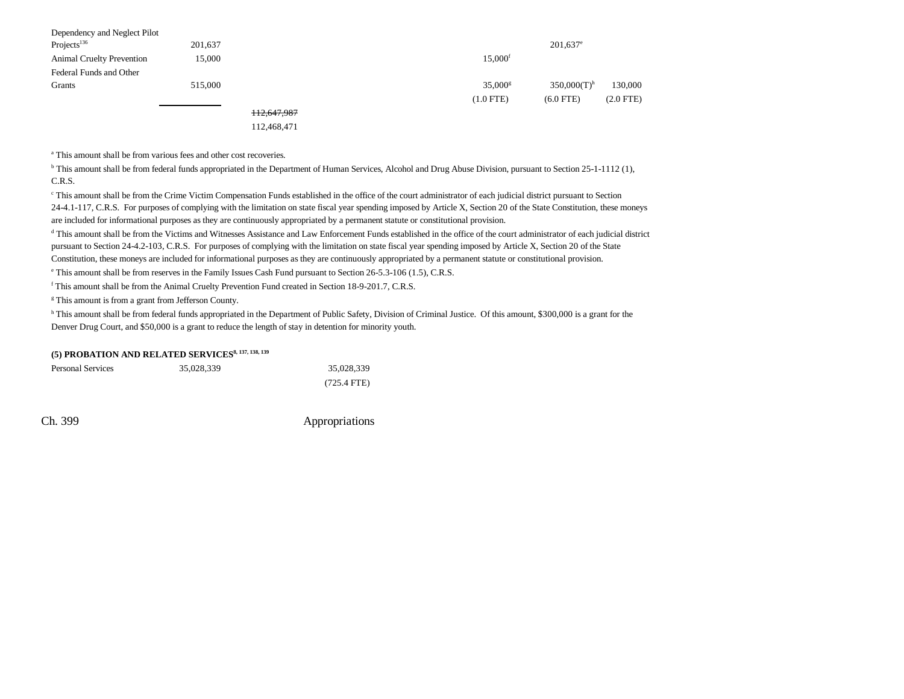| | | | | | | |
|---|---|---|---|---|---|---|
| Dependency and Neglect Pilot Projects[136] | 201,637 | | | | 201,637[e] | |
| Animal Cruelty Prevention | 15,000 | | | 15,000[f] | | |
| Federal Funds and Other Grants | 515,000 | | | 35,000[g] | 350,000(T)[h] | 130,000 |
| | | | | (1.0 FTE) | (6.0 FTE) | (2.0 FTE) |
| | | ~~112,647,987~~ | | | | |
| | | 112,468,471 | | | | |

[a] This amount shall be from various fees and other cost recoveries.

[b] This amount shall be from federal funds appropriated in the Department of Human Services, Alcohol and Drug Abuse Division, pursuant to Section 25-1-1112 (1), C.R.S.

[c] This amount shall be from the Crime Victim Compensation Funds established in the office of the court administrator of each judicial district pursuant to Section 24-4.1-117, C.R.S. For purposes of complying with the limitation on state fiscal year spending imposed by Article X, Section 20 of the State Constitution, these moneys are included for informational purposes as they are continuously appropriated by a permanent statute or constitutional provision.

[d] This amount shall be from the Victims and Witnesses Assistance and Law Enforcement Funds established in the office of the court administrator of each judicial district pursuant to Section 24-4.2-103, C.R.S. For purposes of complying with the limitation on state fiscal year spending imposed by Article X, Section 20 of the State Constitution, these moneys are included for informational purposes as they are continuously appropriated by a permanent statute or constitutional provision.

[e] This amount shall be from reserves in the Family Issues Cash Fund pursuant to Section 26-5.3-106 (1.5), C.R.S.

[f] This amount shall be from the Animal Cruelty Prevention Fund created in Section 18-9-201.7, C.R.S.

[g] This amount is from a grant from Jefferson County.

[h] This amount shall be from federal funds appropriated in the Department of Public Safety, Division of Criminal Justice. Of this amount, $300,000 is a grant for the Denver Drug Court, and $50,000 is a grant to reduce the length of stay in detention for minority youth.

**(5) PROBATION AND RELATED SERVICES[8, 137, 138, 139]**

| | | | |
|---|---|---|---|
| Personal Services | 35,028,339 | | 35,028,339 |
| | | | (725.4 FTE) |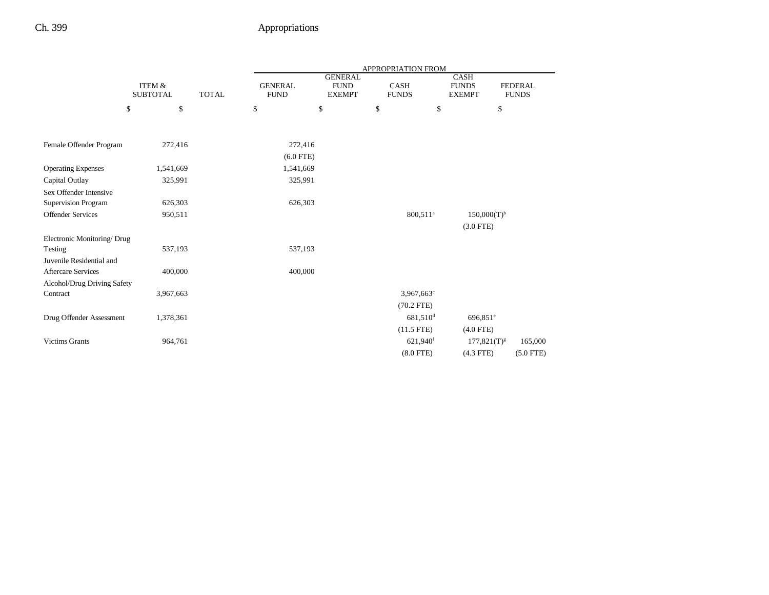| | ITEM & SUBTOTAL | TOTAL | APPROPRIATION FROM GENERAL FUND | GENERAL FUND EXEMPT | CASH FUNDS | CASH FUNDS EXEMPT | FEDERAL FUNDS |
|---|---|---|---|---|---|---|---|
| | $ | $ | $ | $ | $ | $ | $ |
| Female Offender Program | 272,416 | | 272,416<br>(6.0 FTE) | | | | |
| Operating Expenses | 1,541,669 | | 1,541,669 | | | | |
| Capital Outlay | 325,991 | | 325,991 | | | | |
| Sex Offender Intensive Supervision Program | 626,303 | | 626,303 | | | | |
| Offender Services | 950,511 | | | | 800,511[a] | 150,000(T)[b]<br>(3.0 FTE) | |
| Electronic Monitoring/ Drug Testing | 537,193 | | 537,193 | | | | |
| Juvenile Residential and Aftercare Services | 400,000 | | 400,000 | | | | |
| Alcohol/Drug Driving Safety Contract | 3,967,663 | | | | 3,967,663[c]<br>(70.2 FTE) | | |
| Drug Offender Assessment | 1,378,361 | | | | 681,510[d]<br>(11.5 FTE) | 696,851[e]<br>(4.0 FTE) | |
| Victims Grants | 964,761 | | | | 621,940[f]<br>(8.0 FTE) | 177,821(T)[g]<br>(4.3 FTE) | 165,000<br>(5.0 FTE) |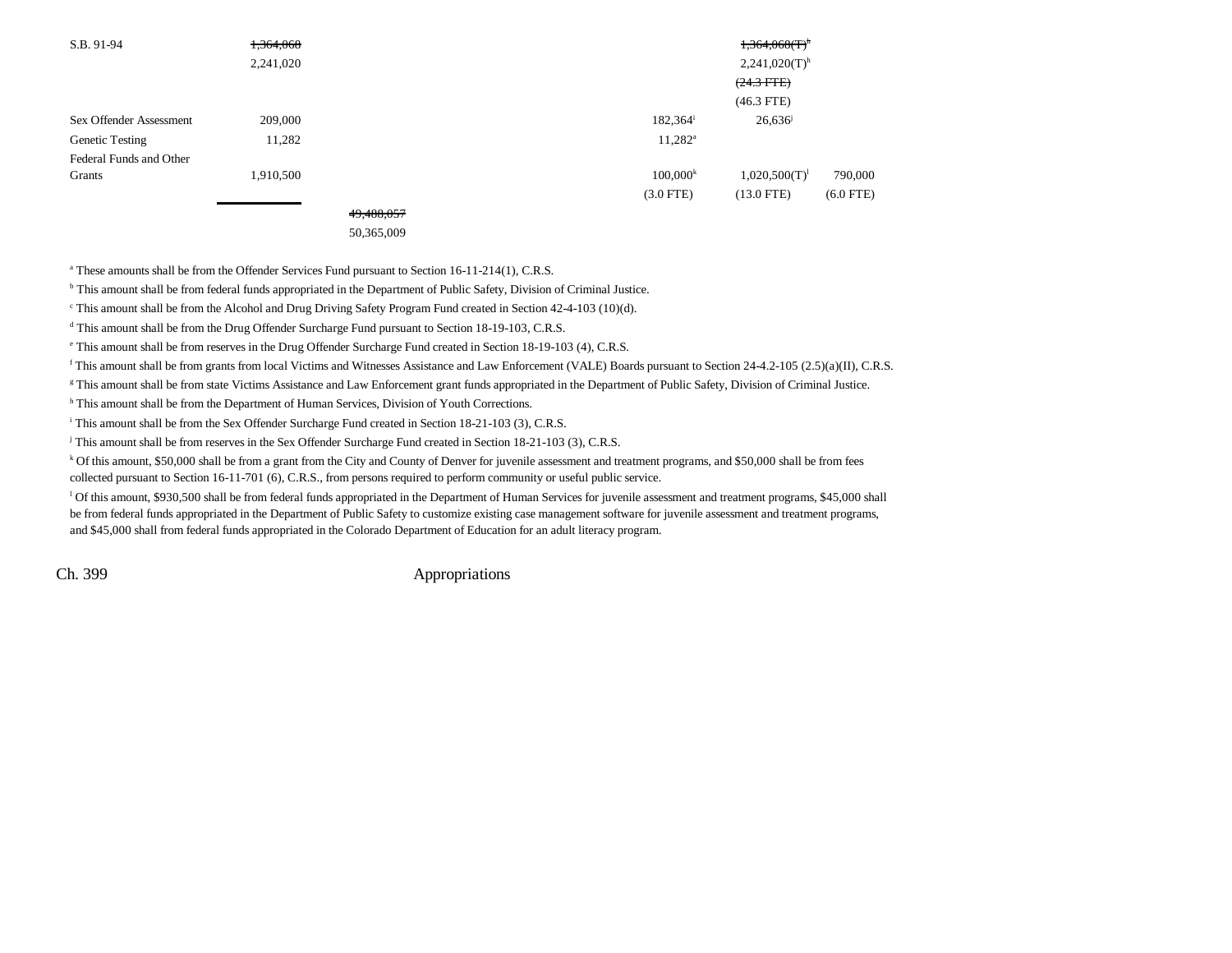| | | | | | | |
|---|---|---|---|---|---|---|
| S.B. 91-94 | ~~1,364,068~~ | | | | ~~1,364,068(T)~~[h] | |
| | 2,241,020 | | | | 2,241,020(T)[h] | |
| | | | | | ~~(24.3 FTE)~~ | |
| | | | | | (46.3 FTE) | |
| Sex Offender Assessment | 209,000 | | | 182,364[i] | 26,636[j] | |
| Genetic Testing | 11,282 | | | 11,282[a] | | |
| Federal Funds and Other Grants | 1,910,500 | | | 100,000[k] | 1,020,500(T)[l] | 790,000 |
| | | | | (3.0 FTE) | (13.0 FTE) | (6.0 FTE) |
| | | ~~49,488,057~~ | | | | |
| | | 50,365,009 | | | | |

[a] These amounts shall be from the Offender Services Fund pursuant to Section 16-11-214(1), C.R.S.

[b] This amount shall be from federal funds appropriated in the Department of Public Safety, Division of Criminal Justice.

[c] This amount shall be from the Alcohol and Drug Driving Safety Program Fund created in Section 42-4-103 (10)(d).

[d] This amount shall be from the Drug Offender Surcharge Fund pursuant to Section 18-19-103, C.R.S.

[e] This amount shall be from reserves in the Drug Offender Surcharge Fund created in Section 18-19-103 (4), C.R.S.

[f] This amount shall be from grants from local Victims and Witnesses Assistance and Law Enforcement (VALE) Boards pursuant to Section 24-4.2-105 (2.5)(a)(II), C.R.S.

[g] This amount shall be from state Victims Assistance and Law Enforcement grant funds appropriated in the Department of Public Safety, Division of Criminal Justice.

[h] This amount shall be from the Department of Human Services, Division of Youth Corrections.

[i] This amount shall be from the Sex Offender Surcharge Fund created in Section 18-21-103 (3), C.R.S.

[j] This amount shall be from reserves in the Sex Offender Surcharge Fund created in Section 18-21-103 (3), C.R.S.

[k] Of this amount, $50,000 shall be from a grant from the City and County of Denver for juvenile assessment and treatment programs, and $50,000 shall be from fees collected pursuant to Section 16-11-701 (6), C.R.S., from persons required to perform community or useful public service.

[l] Of this amount, $930,500 shall be from federal funds appropriated in the Department of Human Services for juvenile assessment and treatment programs, $45,000 shall be from federal funds appropriated in the Department of Public Safety to customize existing case management software for juvenile assessment and treatment programs, and $45,000 shall from federal funds appropriated in the Colorado Department of Education for an adult literacy program.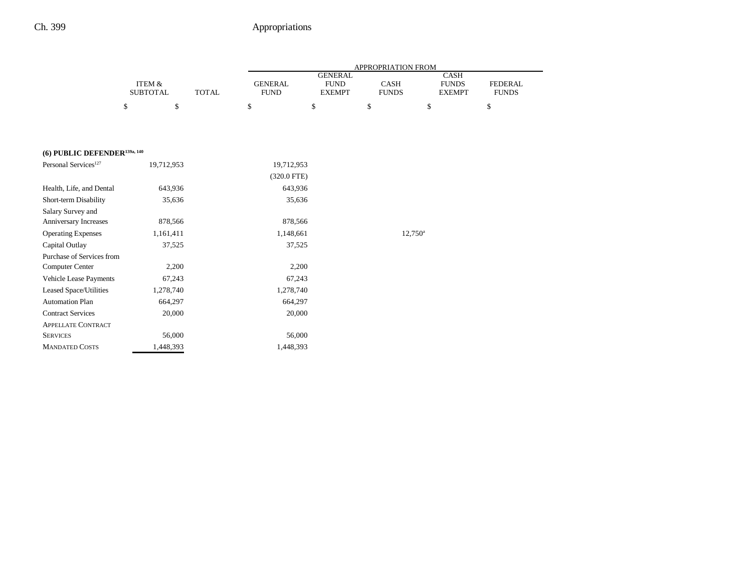| | ITEM & SUBTOTAL | TOTAL | APPROPRIATION FROM GENERAL FUND | GENERAL FUND EXEMPT | CASH FUNDS | CASH FUNDS EXEMPT | FEDERAL FUNDS |
|---|---|---|---|---|---|---|---|
| | $ | $ | $ | $ | $ | $ | $ |
| **(6) PUBLIC DEFENDER**[139a, 140] | | | | | | | |
| Personal Services[127] | 19,712,953 | | 19,712,953 | | | | |
| | | | (320.0 FTE) | | | | |
| Health, Life, and Dental | 643,936 | | 643,936 | | | | |
| Short-term Disability | 35,636 | | 35,636 | | | | |
| Salary Survey and Anniversary Increases | 878,566 | | 878,566 | | | | |
| Operating Expenses | 1,161,411 | | 1,148,661 | | 12,750[a] | | |
| Capital Outlay | 37,525 | | 37,525 | | | | |
| Purchase of Services from Computer Center | 2,200 | | 2,200 | | | | |
| Vehicle Lease Payments | 67,243 | | 67,243 | | | | |
| Leased Space/Utilities | 1,278,740 | | 1,278,740 | | | | |
| Automation Plan | 664,297 | | 664,297 | | | | |
| Contract Services | 20,000 | | 20,000 | | | | |
| APPELLATE CONTRACT SERVICES | 56,000 | | 56,000 | | | | |
| MANDATED COSTS | 1,448,393 | | 1,448,393 | | | | |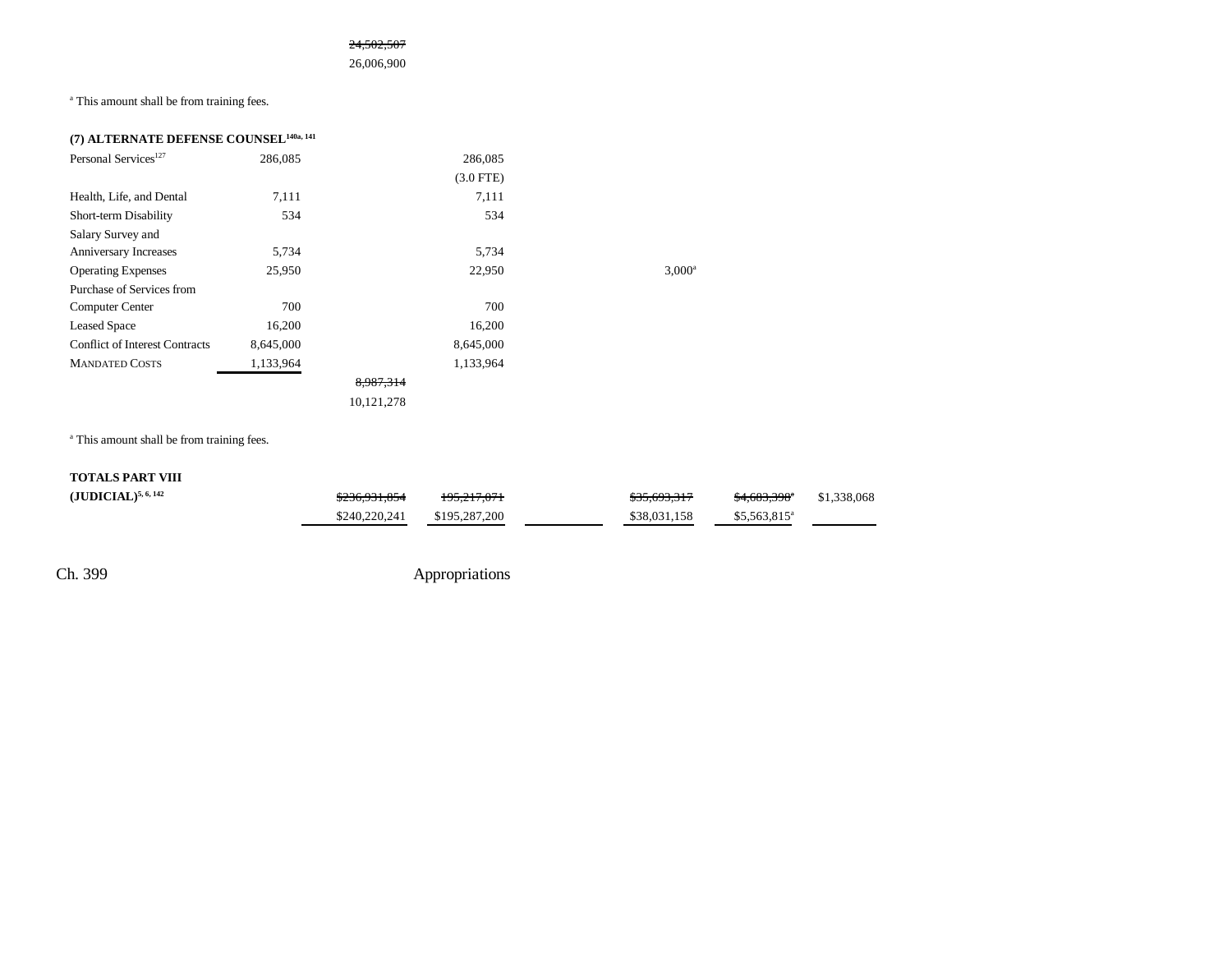| | | | | | | |
|---|---|---|---|---|---|---|
| | | ~~24,502,507~~ | | | | |
| | | 26,006,900 | | | | |

[a] This amount shall be from training fees.

**(7) ALTERNATE DEFENSE COUNSEL**[140a, 141]

| | | | | | | |
|---|---|---|---|---|---|---|
| Personal Services[127] | 286,085 | | 286,085 | | | |
| | | | (3.0 FTE) | | | |
| Health, Life, and Dental | 7,111 | | 7,111 | | | |
| Short-term Disability | 534 | | 534 | | | |
| Salary Survey and Anniversary Increases | 5,734 | | 5,734 | | | |
| Operating Expenses | 25,950 | | 22,950 | | 3,000[a] | |
| Purchase of Services from Computer Center | 700 | | 700 | | | |
| Leased Space | 16,200 | | 16,200 | | | |
| Conflict of Interest Contracts | 8,645,000 | | 8,645,000 | | | |
| MANDATED COSTS | 1,133,964 | | 1,133,964 | | | |
| | | ~~8,987,314~~ | | | | |
| | | 10,121,278 | | | | |

[a] This amount shall be from training fees.

| | | | | | | | |
|---|---|---|---|---|---|---|---|
| **TOTALS PART VIII (JUDICIAL)**[5, 6, 142] | | ~~$236,931,854~~ | ~~195,217,071~~ | | ~~$35,693,317~~ | ~~$4,683,398~~[a] | $1,338,068 |
| | | $240,220,241 | $195,287,200 | | $38,031,158 | $5,563,815[a] | |

Ch. 399 Appropriations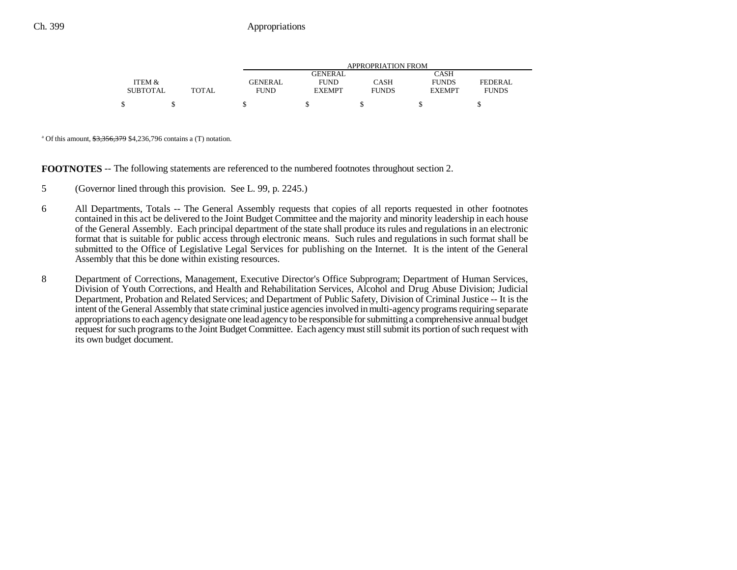| ITEM & SUBTOTAL | TOTAL | GENERAL FUND | GENERAL FUND EXEMPT | CASH FUNDS | CASH FUNDS EXEMPT | FEDERAL FUNDS |
|---|---|---|---|---|---|---|
| | | APPROPRIATION FROM | | | | |
| $ | $ | $ | $ | $ | $ | $ |

[a] Of this amount, ~~$3,356,379~~ $4,236,796 contains a (T) notation.

**FOOTNOTES** -- The following statements are referenced to the numbered footnotes throughout section 2.

5 (Governor lined through this provision. See L. 99, p. 2245.)

6 All Departments, Totals -- The General Assembly requests that copies of all reports requested in other footnotes contained in this act be delivered to the Joint Budget Committee and the majority and minority leadership in each house of the General Assembly. Each principal department of the state shall produce its rules and regulations in an electronic format that is suitable for public access through electronic means. Such rules and regulations in such format shall be submitted to the Office of Legislative Legal Services for publishing on the Internet. It is the intent of the General Assembly that this be done within existing resources.

8 Department of Corrections, Management, Executive Director's Office Subprogram; Department of Human Services, Division of Youth Corrections, and Health and Rehabilitation Services, Alcohol and Drug Abuse Division; Judicial Department, Probation and Related Services; and Department of Public Safety, Division of Criminal Justice -- It is the intent of the General Assembly that state criminal justice agencies involved in multi-agency programs requiring separate appropriations to each agency designate one lead agency to be responsible for submitting a comprehensive annual budget request for such programs to the Joint Budget Committee. Each agency must still submit its portion of such request with its own budget document.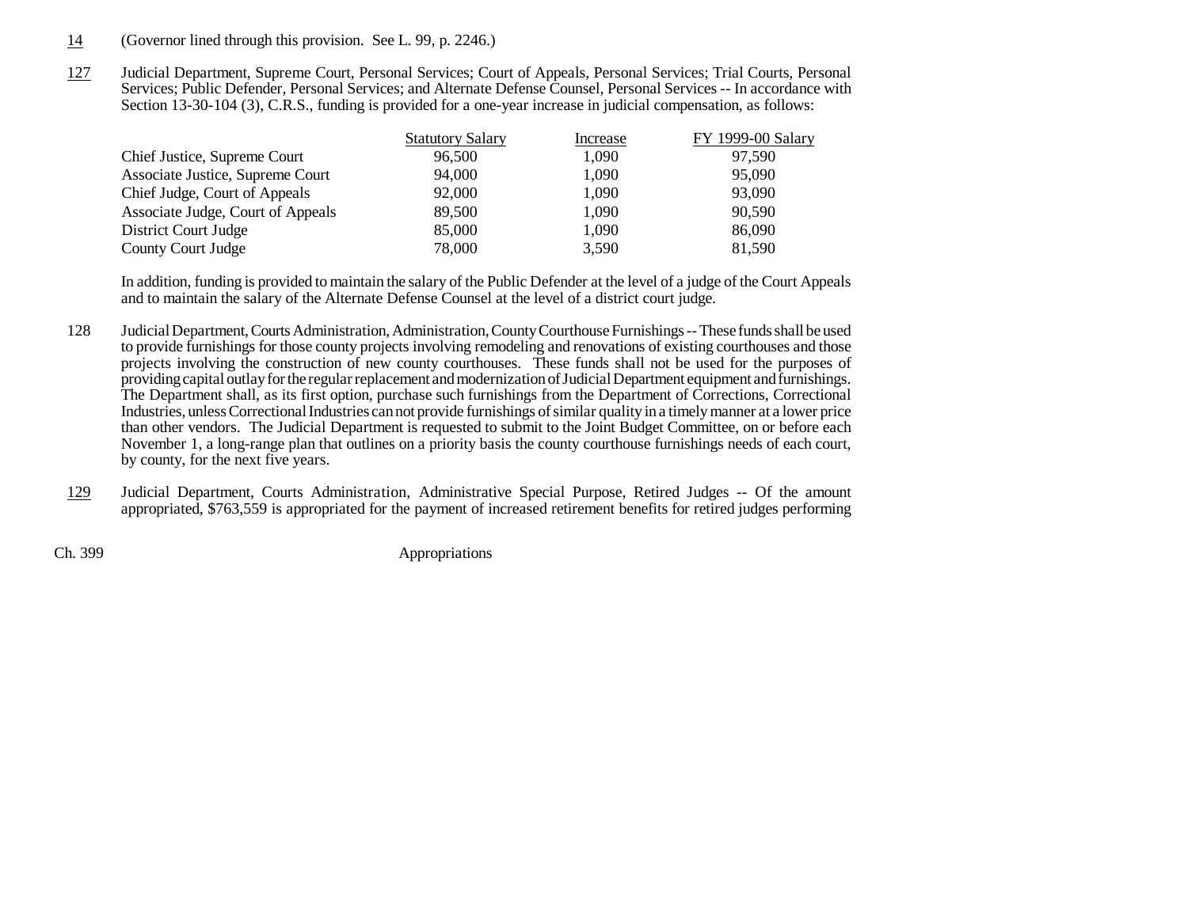14 (Governor lined through this provision. See L. 99, p. 2246.)

127 Judicial Department, Supreme Court, Personal Services; Court of Appeals, Personal Services; Trial Courts, Personal Services; Public Defender, Personal Services; and Alternate Defense Counsel, Personal Services -- In accordance with Section 13-30-104 (3), C.R.S., funding is provided for a one-year increase in judicial compensation, as follows:

| | Statutory Salary | Increase | FY 1999-00 Salary |
|---|---|---|---|
| Chief Justice, Supreme Court | 96,500 | 1,090 | 97,590 |
| Associate Justice, Supreme Court | 94,000 | 1,090 | 95,090 |
| Chief Judge, Court of Appeals | 92,000 | 1,090 | 93,090 |
| Associate Judge, Court of Appeals | 89,500 | 1,090 | 90,590 |
| District Court Judge | 85,000 | 1,090 | 86,090 |
| County Court Judge | 78,000 | 3,590 | 81,590 |

In addition, funding is provided to maintain the salary of the Public Defender at the level of a judge of the Court Appeals and to maintain the salary of the Alternate Defense Counsel at the level of a district court judge.

128 Judicial Department, Courts Administration, Administration, County Courthouse Furnishings -- These funds shall be used to provide furnishings for those county projects involving remodeling and renovations of existing courthouses and those projects involving the construction of new county courthouses. These funds shall not be used for the purposes of providing capital outlay for the regular replacement and modernization of Judicial Department equipment and furnishings. The Department shall, as its first option, purchase such furnishings from the Department of Corrections, Correctional Industries, unless Correctional Industries can not provide furnishings of similar quality in a timely manner at a lower price than other vendors. The Judicial Department is requested to submit to the Joint Budget Committee, on or before each November 1, a long-range plan that outlines on a priority basis the county courthouse furnishings needs of each court, by county, for the next five years.

129 Judicial Department, Courts Administration, Administrative Special Purpose, Retired Judges -- Of the amount appropriated, $763,559 is appropriated for the payment of increased retirement benefits for retired judges performing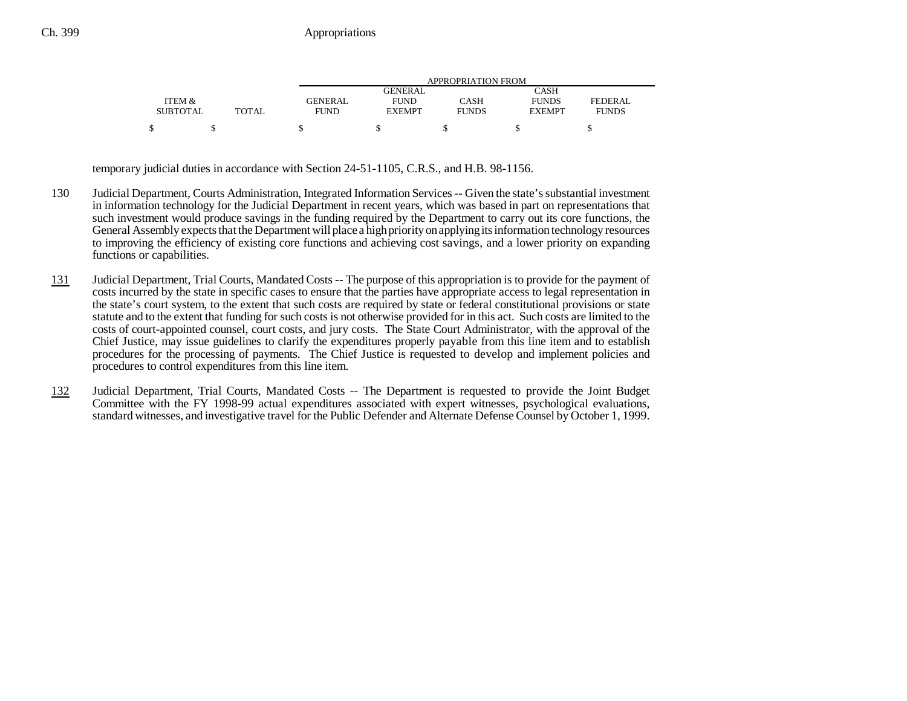| ITEM & SUBTOTAL | TOTAL | APPROPRIATION FROM GENERAL FUND | GENERAL FUND EXEMPT | CASH FUNDS | CASH FUNDS EXEMPT | FEDERAL FUNDS |
|---|---|---|---|---|---|---|
| $ | $ | $ | $ | $ | $ | $ |

temporary judicial duties in accordance with Section 24-51-1105, C.R.S., and H.B. 98-1156.

130 Judicial Department, Courts Administration, Integrated Information Services -- Given the state's substantial investment in information technology for the Judicial Department in recent years, which was based in part on representations that such investment would produce savings in the funding required by the Department to carry out its core functions, the General Assembly expects that the Department will place a high priority on applying its information technology resources to improving the efficiency of existing core functions and achieving cost savings, and a lower priority on expanding functions or capabilities.

131 Judicial Department, Trial Courts, Mandated Costs -- The purpose of this appropriation is to provide for the payment of costs incurred by the state in specific cases to ensure that the parties have appropriate access to legal representation in the state's court system, to the extent that such costs are required by state or federal constitutional provisions or state statute and to the extent that funding for such costs is not otherwise provided for in this act. Such costs are limited to the costs of court-appointed counsel, court costs, and jury costs. The State Court Administrator, with the approval of the Chief Justice, may issue guidelines to clarify the expenditures properly payable from this line item and to establish procedures for the processing of payments. The Chief Justice is requested to develop and implement policies and procedures to control expenditures from this line item.

132 Judicial Department, Trial Courts, Mandated Costs -- The Department is requested to provide the Joint Budget Committee with the FY 1998-99 actual expenditures associated with expert witnesses, psychological evaluations, standard witnesses, and investigative travel for the Public Defender and Alternate Defense Counsel by October 1, 1999.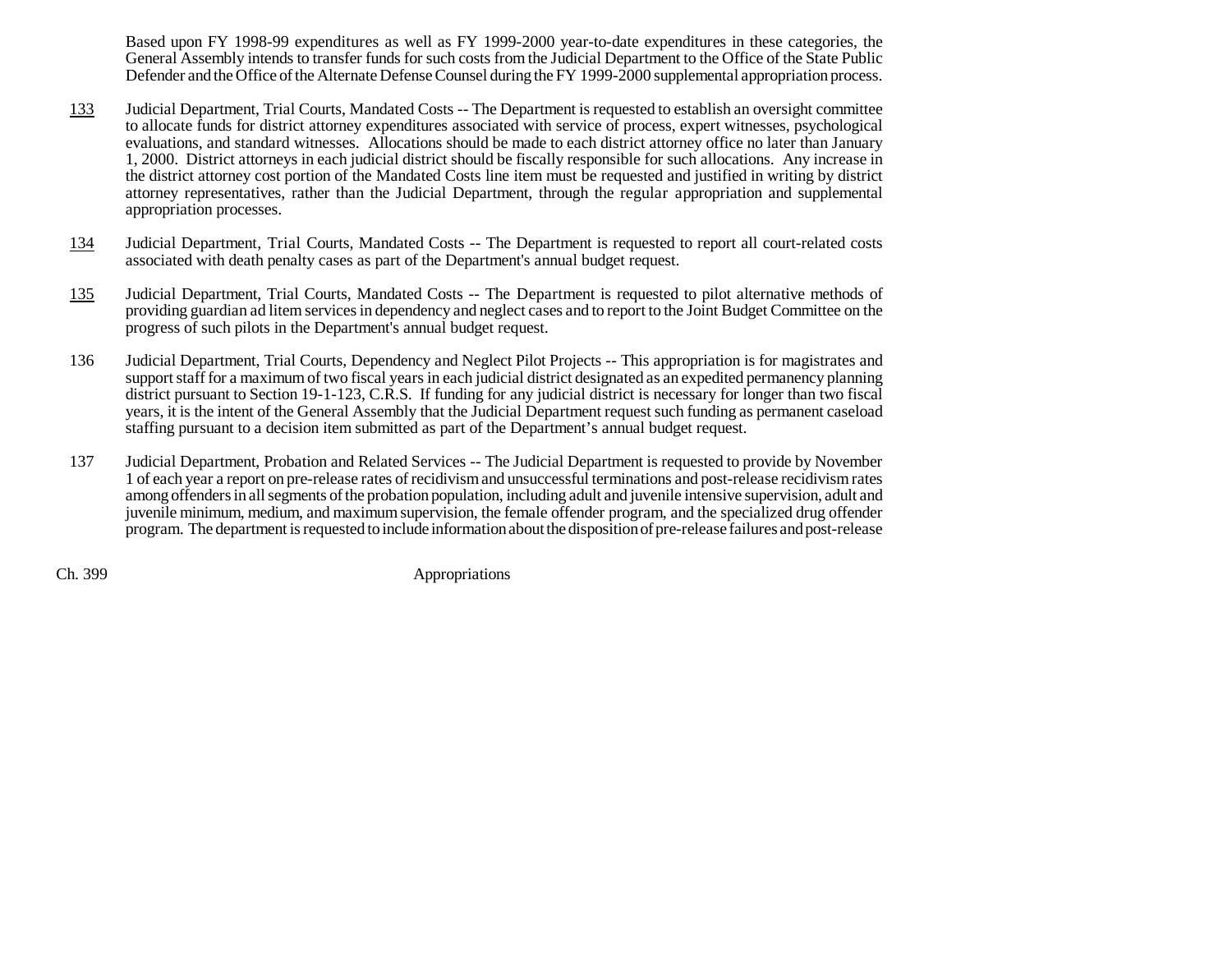Based upon FY 1998-99 expenditures as well as FY 1999-2000 year-to-date expenditures in these categories, the General Assembly intends to transfer funds for such costs from the Judicial Department to the Office of the State Public Defender and the Office of the Alternate Defense Counsel during the FY 1999-2000 supplemental appropriation process.

133 Judicial Department, Trial Courts, Mandated Costs -- The Department is requested to establish an oversight committee to allocate funds for district attorney expenditures associated with service of process, expert witnesses, psychological evaluations, and standard witnesses. Allocations should be made to each district attorney office no later than January 1, 2000. District attorneys in each judicial district should be fiscally responsible for such allocations. Any increase in the district attorney cost portion of the Mandated Costs line item must be requested and justified in writing by district attorney representatives, rather than the Judicial Department, through the regular appropriation and supplemental appropriation processes.

134 Judicial Department, Trial Courts, Mandated Costs -- The Department is requested to report all court-related costs associated with death penalty cases as part of the Department's annual budget request.

135 Judicial Department, Trial Courts, Mandated Costs -- The Department is requested to pilot alternative methods of providing guardian ad litem services in dependency and neglect cases and to report to the Joint Budget Committee on the progress of such pilots in the Department's annual budget request.

136 Judicial Department, Trial Courts, Dependency and Neglect Pilot Projects -- This appropriation is for magistrates and support staff for a maximum of two fiscal years in each judicial district designated as an expedited permanency planning district pursuant to Section 19-1-123, C.R.S. If funding for any judicial district is necessary for longer than two fiscal years, it is the intent of the General Assembly that the Judicial Department request such funding as permanent caseload staffing pursuant to a decision item submitted as part of the Department's annual budget request.

137 Judicial Department, Probation and Related Services -- The Judicial Department is requested to provide by November 1 of each year a report on pre-release rates of recidivism and unsuccessful terminations and post-release recidivism rates among offenders in all segments of the probation population, including adult and juvenile intensive supervision, adult and juvenile minimum, medium, and maximum supervision, the female offender program, and the specialized drug offender program. The department is requested to include information about the disposition of pre-release failures and post-release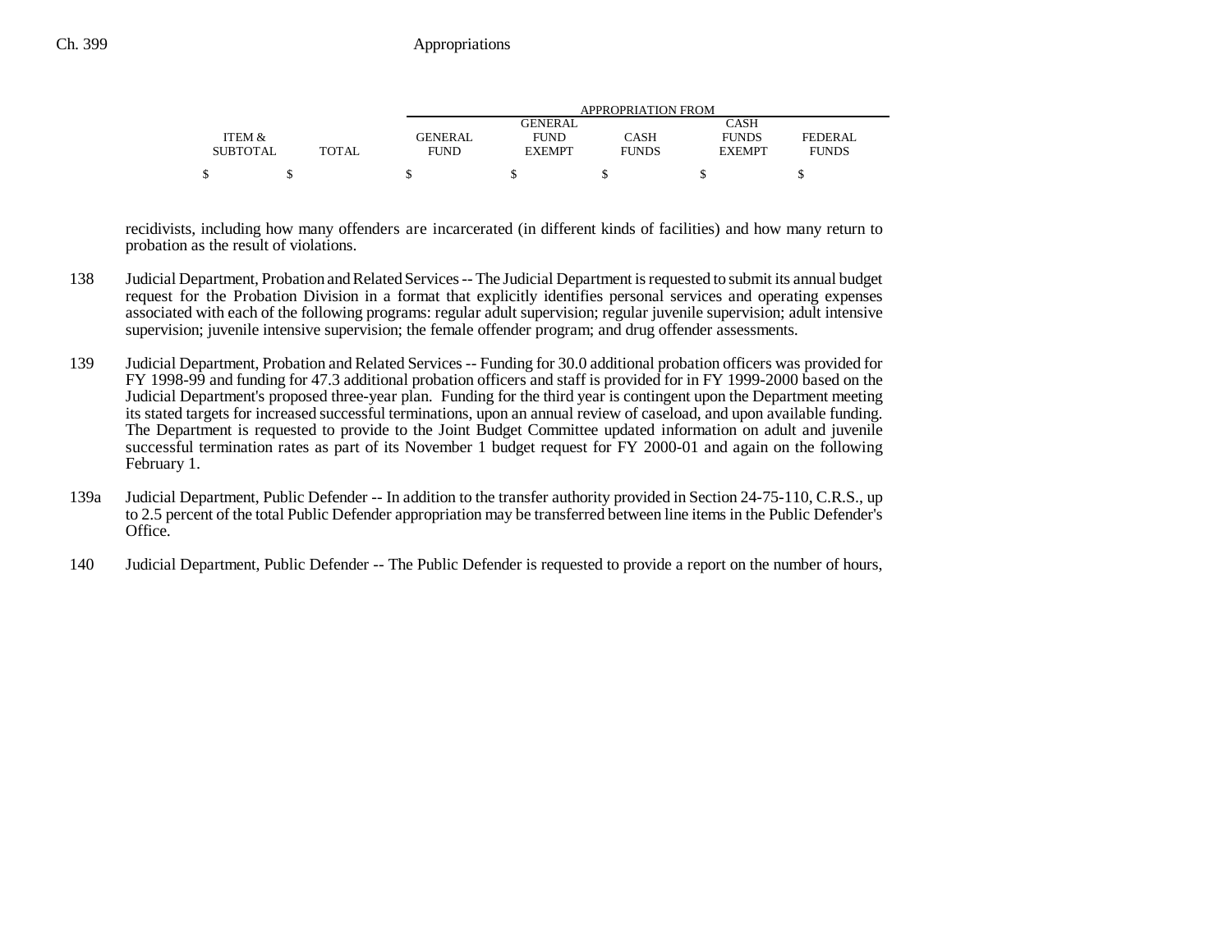| ITEM & SUBTOTAL | TOTAL | APPROPRIATION FROM GENERAL FUND | GENERAL FUND EXEMPT | CASH FUNDS | CASH FUNDS EXEMPT | FEDERAL FUNDS |
|---|---|---|---|---|---|---|
| $ | $ | $ | $ | $ | $ | $ |

recidivists, including how many offenders are incarcerated (in different kinds of facilities) and how many return to probation as the result of violations.

138 Judicial Department, Probation and Related Services -- The Judicial Department is requested to submit its annual budget request for the Probation Division in a format that explicitly identifies personal services and operating expenses associated with each of the following programs: regular adult supervision; regular juvenile supervision; adult intensive supervision; juvenile intensive supervision; the female offender program; and drug offender assessments.

139 Judicial Department, Probation and Related Services -- Funding for 30.0 additional probation officers was provided for FY 1998-99 and funding for 47.3 additional probation officers and staff is provided for in FY 1999-2000 based on the Judicial Department's proposed three-year plan. Funding for the third year is contingent upon the Department meeting its stated targets for increased successful terminations, upon an annual review of caseload, and upon available funding. The Department is requested to provide to the Joint Budget Committee updated information on adult and juvenile successful termination rates as part of its November 1 budget request for FY 2000-01 and again on the following February 1.

139a Judicial Department, Public Defender -- In addition to the transfer authority provided in Section 24-75-110, C.R.S., up to 2.5 percent of the total Public Defender appropriation may be transferred between line items in the Public Defender's Office.

140 Judicial Department, Public Defender -- The Public Defender is requested to provide a report on the number of hours,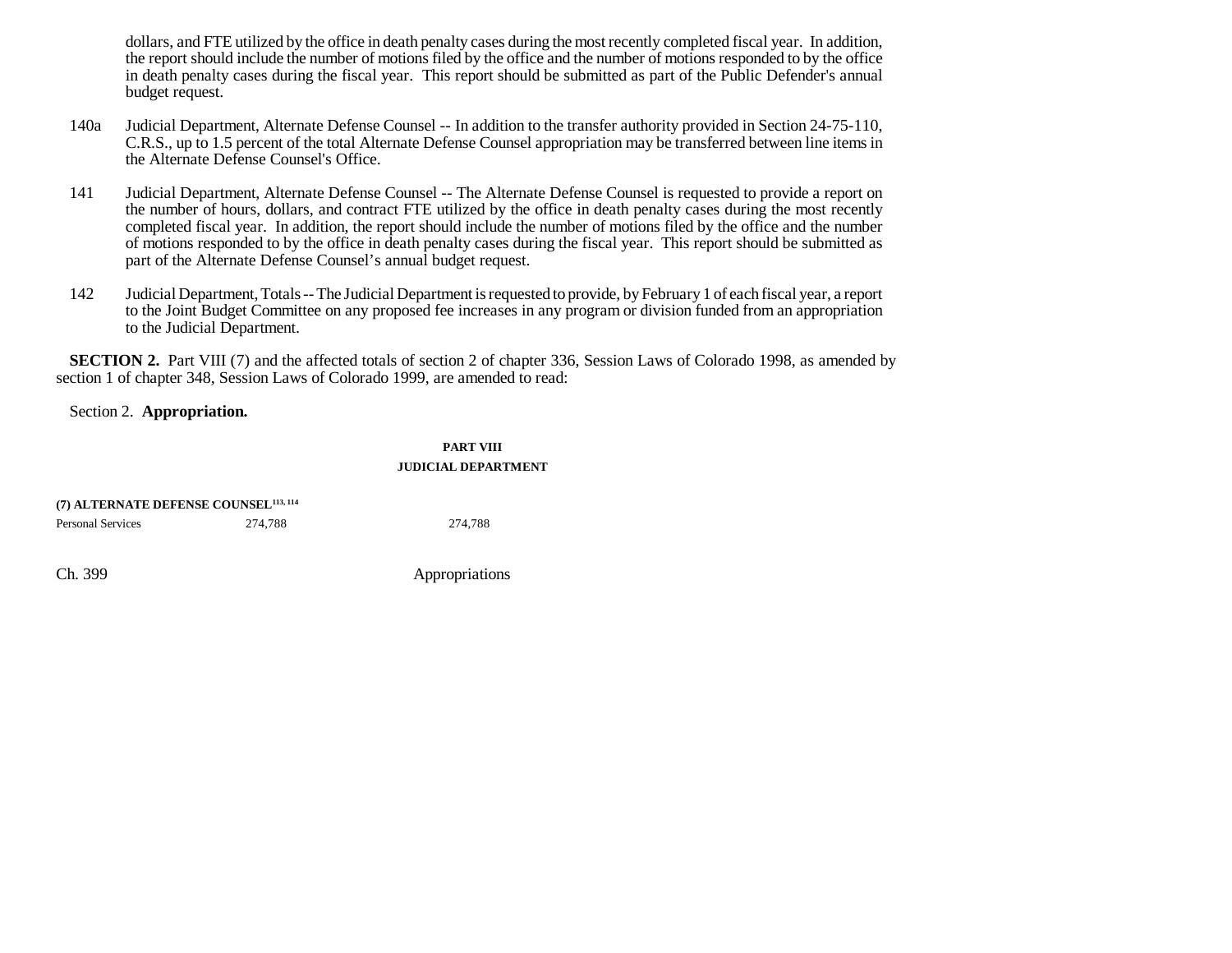dollars, and FTE utilized by the office in death penalty cases during the most recently completed fiscal year. In addition, the report should include the number of motions filed by the office and the number of motions responded to by the office in death penalty cases during the fiscal year. This report should be submitted as part of the Public Defender's annual budget request.

140a Judicial Department, Alternate Defense Counsel -- In addition to the transfer authority provided in Section 24-75-110, C.R.S., up to 1.5 percent of the total Alternate Defense Counsel appropriation may be transferred between line items in the Alternate Defense Counsel's Office.

141 Judicial Department, Alternate Defense Counsel -- The Alternate Defense Counsel is requested to provide a report on the number of hours, dollars, and contract FTE utilized by the office in death penalty cases during the most recently completed fiscal year. In addition, the report should include the number of motions filed by the office and the number of motions responded to by the office in death penalty cases during the fiscal year. This report should be submitted as part of the Alternate Defense Counsel's annual budget request.

142 Judicial Department, Totals -- The Judicial Department is requested to provide, by February 1 of each fiscal year, a report to the Joint Budget Committee on any proposed fee increases in any program or division funded from an appropriation to the Judicial Department.

**SECTION 2.** Part VIII (7) and the affected totals of section 2 of chapter 336, Session Laws of Colorado 1998, as amended by section 1 of chapter 348, Session Laws of Colorado 1999, are amended to read:

Section 2. **Appropriation.**

**PART VIII**

**JUDICIAL DEPARTMENT**

**(7) ALTERNATE DEFENSE COUNSEL**[113, 114]

| | | |
|---|---|---|
| Personal Services | 274,788 | 274,788 |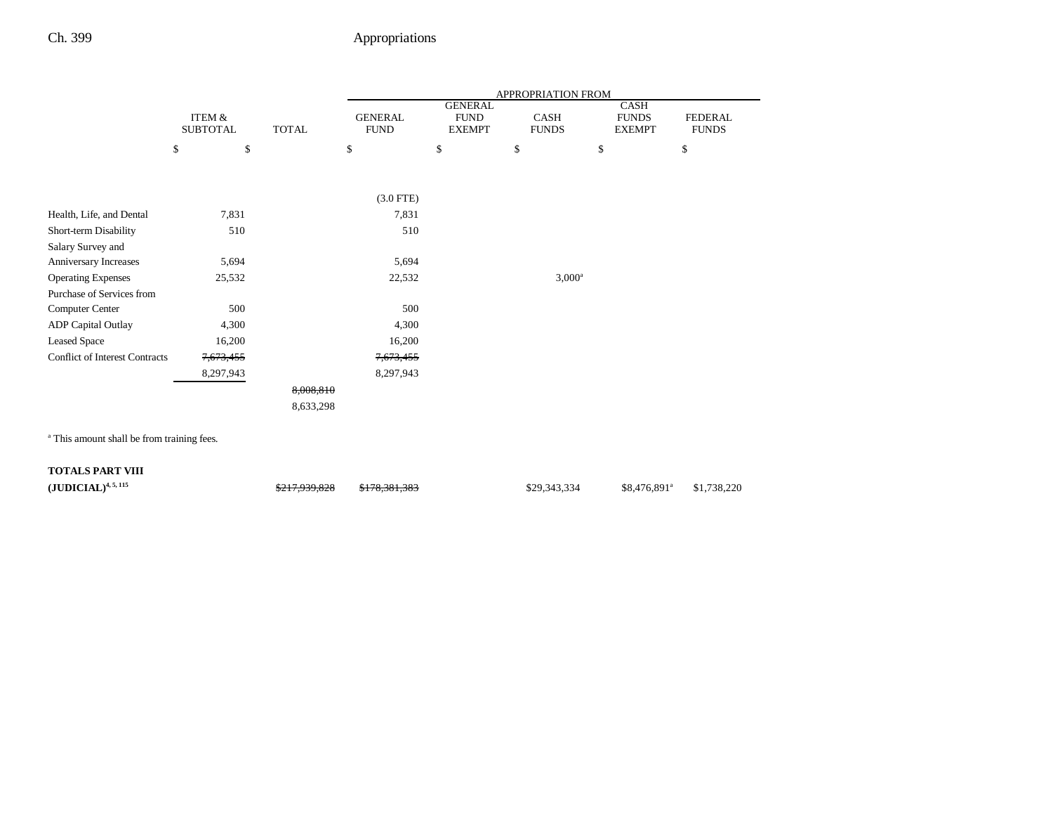| | ITEM & SUBTOTAL | TOTAL | APPROPRIATION FROM GENERAL FUND | GENERAL FUND EXEMPT | CASH FUNDS | CASH FUNDS EXEMPT | FEDERAL FUNDS |
|---|---|---|---|---|---|---|---|
| | $ | $ | $ | $ | $ | $ | $ |
| | | | (3.0 FTE) | | | | |
| Health, Life, and Dental | 7,831 | | 7,831 | | | | |
| Short-term Disability | 510 | | 510 | | | | |
| Salary Survey and Anniversary Increases | 5,694 | | 5,694 | | | | |
| Operating Expenses | 25,532 | | 22,532 | | 3,000[a] | | |
| Purchase of Services from Computer Center | 500 | | 500 | | | | |
| ADP Capital Outlay | 4,300 | | 4,300 | | | | |
| Leased Space | 16,200 | | 16,200 | | | | |
| Conflict of Interest Contracts | ~~7,673,455~~ | | ~~7,673,455~~ | | | | |
| | 8,297,943 | | 8,297,943 | | | | |
| | | ~~8,008,810~~ | | | | | |
| | | 8,633,298 | | | | | |

[a] This amount shall be from training fees.

| | ITEM & SUBTOTAL | TOTAL | GENERAL FUND | GENERAL FUND EXEMPT | CASH FUNDS | CASH FUNDS EXEMPT | FEDERAL FUNDS |
|---|---|---|---|---|---|---|---|
| **TOTALS PART VIII (JUDICIAL)**[4, 5, 115] | | ~~$217,939,828~~ | ~~$178,381,383~~ | | $29,343,334 | $8,476,891[a] | $1,738,220 |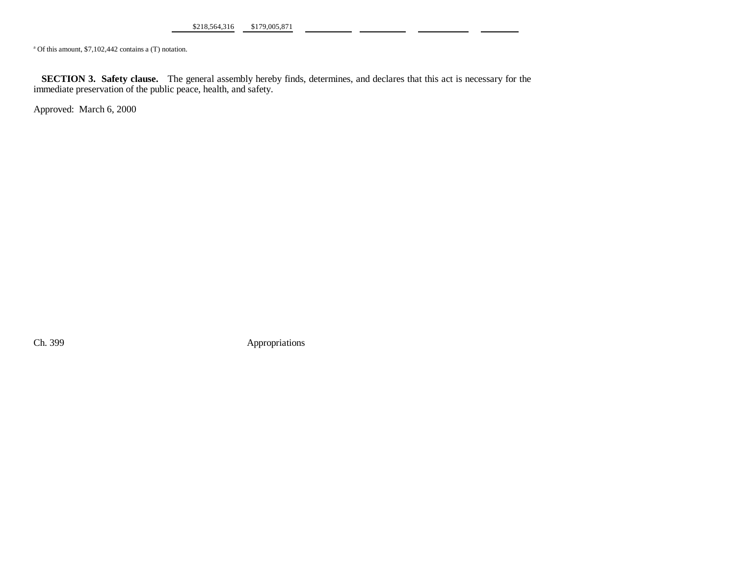| | | | | | |
|---|---|---|---|---|---|
| $218,564,316 | $179,005,871 | | | | |

[a] Of this amount, $7,102,442 contains a (T) notation.

**SECTION 3. Safety clause.** The general assembly hereby finds, determines, and declares that this act is necessary for the immediate preservation of the public peace, health, and safety.

Approved: March 6, 2000